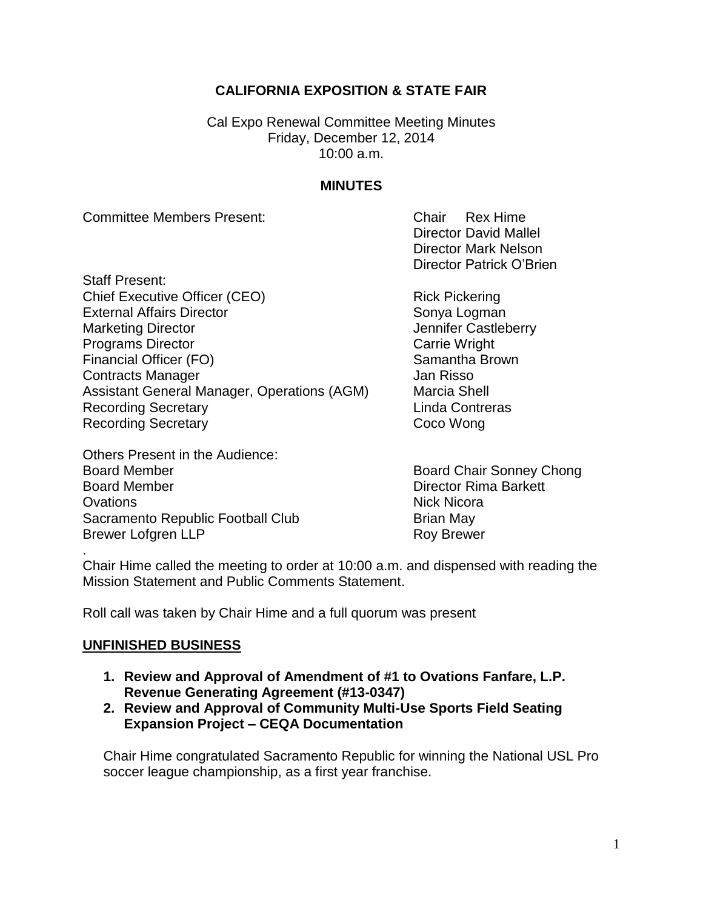**CALIFORNIA EXPOSITION & STATE FAIR**

Cal Expo Renewal Committee Meeting Minutes
Friday, December 12, 2014
10:00 a.m.

**MINUTES**

| | |
|---|---|
| Committee Members Present: | Chair Rex Hime |
| | Director David Mallel |
| | Director Mark Nelson |
| | Director Patrick O'Brien |
| **Staff Present:** | |
| Chief Executive Officer (CEO) | Rick Pickering |
| External Affairs Director | Sonya Logman |
| Marketing Director | Jennifer Castleberry |
| Programs Director | Carrie Wright |
| Financial Officer (FO) | Samantha Brown |
| Contracts Manager | Jan Risso |
| Assistant General Manager, Operations (AGM) | Marcia Shell |
| Recording Secretary | Linda Contreras |
| Recording Secretary | Coco Wong |
| **Others Present in the Audience:** | |
| Board Member | Board Chair Sonney Chong |
| Board Member | Director Rima Barkett |
| Ovations | Nick Nicora |
| Sacramento Republic Football Club | Brian May |
| Brewer Lofgren LLP | Roy Brewer |

.
Chair Hime called the meeting to order at 10:00 a.m. and dispensed with reading the Mission Statement and Public Comments Statement.

Roll call was taken by Chair Hime and a full quorum was present

## UNFINISHED BUSINESS

1. **Review and Approval of Amendment of #1 to Ovations Fanfare, L.P. Revenue Generating Agreement (#13-0347)**
2. **Review and Approval of Community Multi-Use Sports Field Seating Expansion Project – CEQA Documentation**

Chair Hime congratulated Sacramento Republic for winning the National USL Pro soccer league championship, as a first year franchise.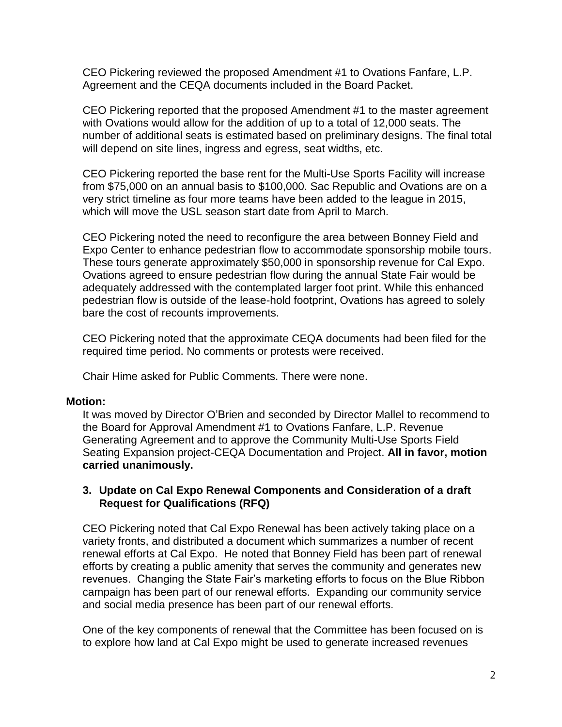CEO Pickering reviewed the proposed Amendment #1 to Ovations Fanfare, L.P. Agreement and the CEQA documents included in the Board Packet.

CEO Pickering reported that the proposed Amendment #1 to the master agreement with Ovations would allow for the addition of up to a total of 12,000 seats. The number of additional seats is estimated based on preliminary designs. The final total will depend on site lines, ingress and egress, seat widths, etc.

CEO Pickering reported the base rent for the Multi-Use Sports Facility will increase from $75,000 on an annual basis to $100,000. Sac Republic and Ovations are on a very strict timeline as four more teams have been added to the league in 2015, which will move the USL season start date from April to March.

CEO Pickering noted the need to reconfigure the area between Bonney Field and Expo Center to enhance pedestrian flow to accommodate sponsorship mobile tours. These tours generate approximately $50,000 in sponsorship revenue for Cal Expo. Ovations agreed to ensure pedestrian flow during the annual State Fair would be adequately addressed with the contemplated larger foot print. While this enhanced pedestrian flow is outside of the lease-hold footprint, Ovations has agreed to solely bare the cost of recounts improvements.

CEO Pickering noted that the approximate CEQA documents had been filed for the required time period. No comments or protests were received.

Chair Hime asked for Public Comments. There were none.

**Motion:**

It was moved by Director O'Brien and seconded by Director Mallel to recommend to the Board for Approval Amendment #1 to Ovations Fanfare, L.P. Revenue Generating Agreement and to approve the Community Multi-Use Sports Field Seating Expansion project-CEQA Documentation and Project. **All in favor, motion carried unanimously.**

**3. Update on Cal Expo Renewal Components and Consideration of a draft Request for Qualifications (RFQ)**

CEO Pickering noted that Cal Expo Renewal has been actively taking place on a variety fronts, and distributed a document which summarizes a number of recent renewal efforts at Cal Expo. He noted that Bonney Field has been part of renewal efforts by creating a public amenity that serves the community and generates new revenues. Changing the State Fair's marketing efforts to focus on the Blue Ribbon campaign has been part of our renewal efforts. Expanding our community service and social media presence has been part of our renewal efforts.

One of the key components of renewal that the Committee has been focused on is to explore how land at Cal Expo might be used to generate increased revenues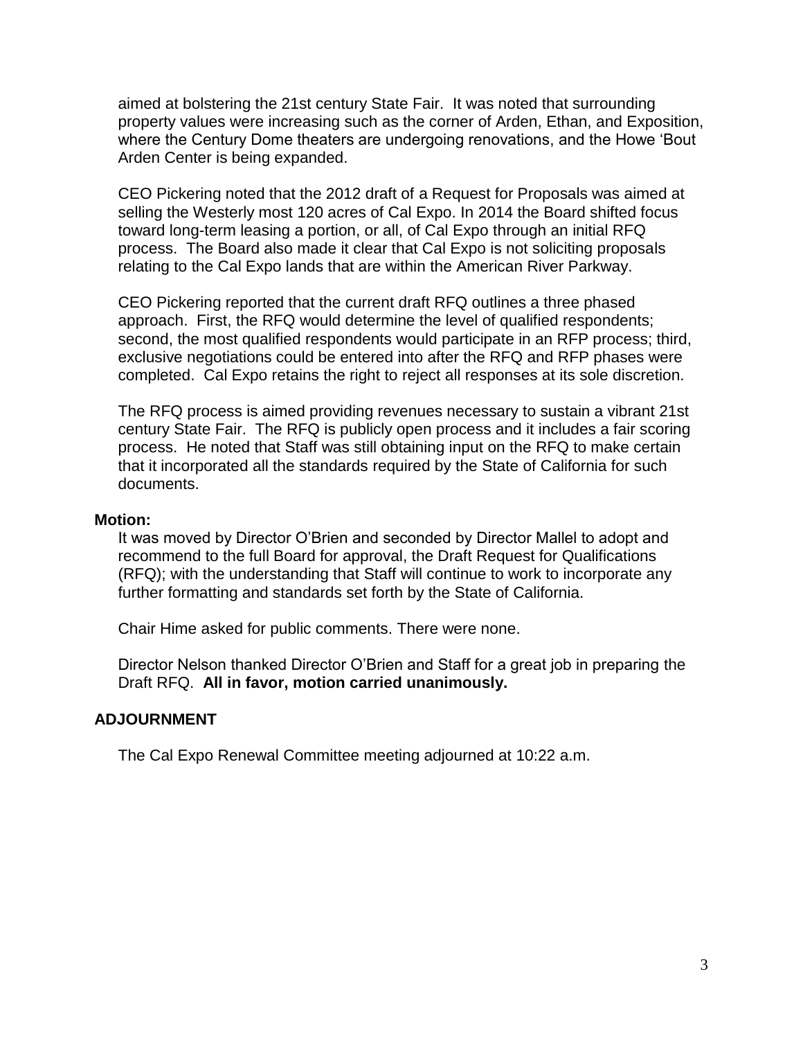aimed at bolstering the 21st century State Fair. It was noted that surrounding property values were increasing such as the corner of Arden, Ethan, and Exposition, where the Century Dome theaters are undergoing renovations, and the Howe 'Bout Arden Center is being expanded.

CEO Pickering noted that the 2012 draft of a Request for Proposals was aimed at selling the Westerly most 120 acres of Cal Expo. In 2014 the Board shifted focus toward long-term leasing a portion, or all, of Cal Expo through an initial RFQ process. The Board also made it clear that Cal Expo is not soliciting proposals relating to the Cal Expo lands that are within the American River Parkway.

CEO Pickering reported that the current draft RFQ outlines a three phased approach. First, the RFQ would determine the level of qualified respondents; second, the most qualified respondents would participate in an RFP process; third, exclusive negotiations could be entered into after the RFQ and RFP phases were completed. Cal Expo retains the right to reject all responses at its sole discretion.

The RFQ process is aimed providing revenues necessary to sustain a vibrant 21st century State Fair. The RFQ is publicly open process and it includes a fair scoring process. He noted that Staff was still obtaining input on the RFQ to make certain that it incorporated all the standards required by the State of California for such documents.

**Motion:**

It was moved by Director O'Brien and seconded by Director Mallel to adopt and recommend to the full Board for approval, the Draft Request for Qualifications (RFQ); with the understanding that Staff will continue to work to incorporate any further formatting and standards set forth by the State of California.

Chair Hime asked for public comments. There were none.

Director Nelson thanked Director O'Brien and Staff for a great job in preparing the Draft RFQ. **All in favor, motion carried unanimously.**

## ADJOURNMENT

The Cal Expo Renewal Committee meeting adjourned at 10:22 a.m.